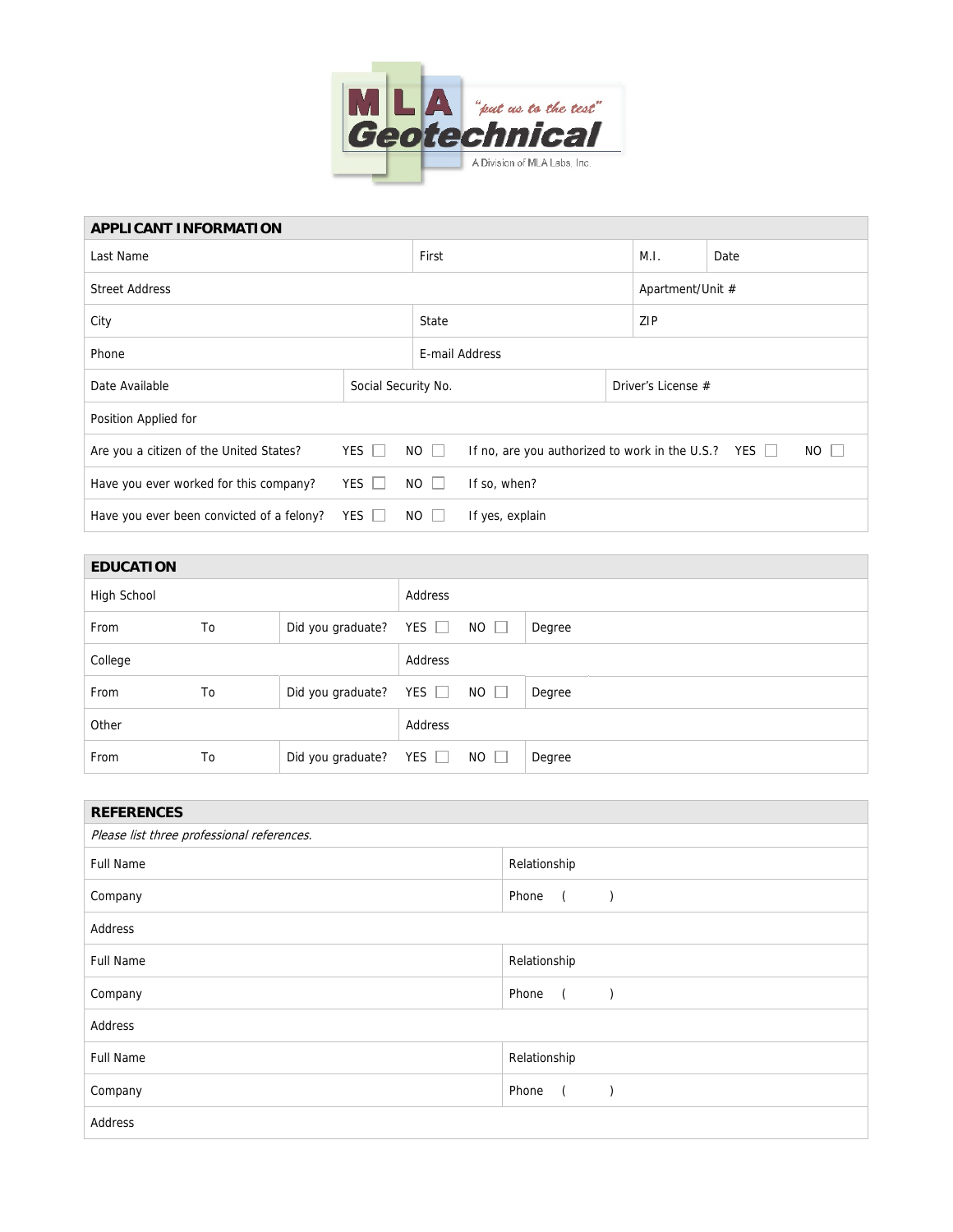MLA Geotechnical

*"put us to the test"*

A Division of MLA Labs, Inc.

## APPLICANT INFORMATION

| Last Name | First | M.I. | Date |
|---|---|---|---|
| Street Address | | Apartment/Unit # | |
| City | State | ZIP | |
| Phone | E-mail Address | | |

| Date Available | Social Security No. | Driver's License # |
|---|---|---|
| Position Applied for | | |

| | | | | | |
|---|---|---|---|---|---|
| Are you a citizen of the United States? | YES ☐ | NO ☐ | If no, are you authorized to work in the U.S.? | YES ☐ | NO ☐ |
| Have you ever worked for this company? | YES ☐ | NO ☐ | If so, when? | | |
| Have you ever been convicted of a felony? | YES ☐ | NO ☐ | If yes, explain | | |

## EDUCATION

| | | | | | |
|---|---|---|---|---|---|
| High School | | Address | | | |
| From | To | Did you graduate? | YES ☐ | NO ☐ | Degree |
| College | | Address | | | |
| From | To | Did you graduate? | YES ☐ | NO ☐ | Degree |
| Other | | Address | | | |
| From | To | Did you graduate? | YES ☐ | NO ☐ | Degree |

## REFERENCES

*Please list three professional references.*

| | |
|---|---|
| Full Name | Relationship |
| Company | Phone ( ) |
| Address | |
| Full Name | Relationship |
| Company | Phone ( ) |
| Address | |
| Full Name | Relationship |
| Company | Phone ( ) |
| Address | |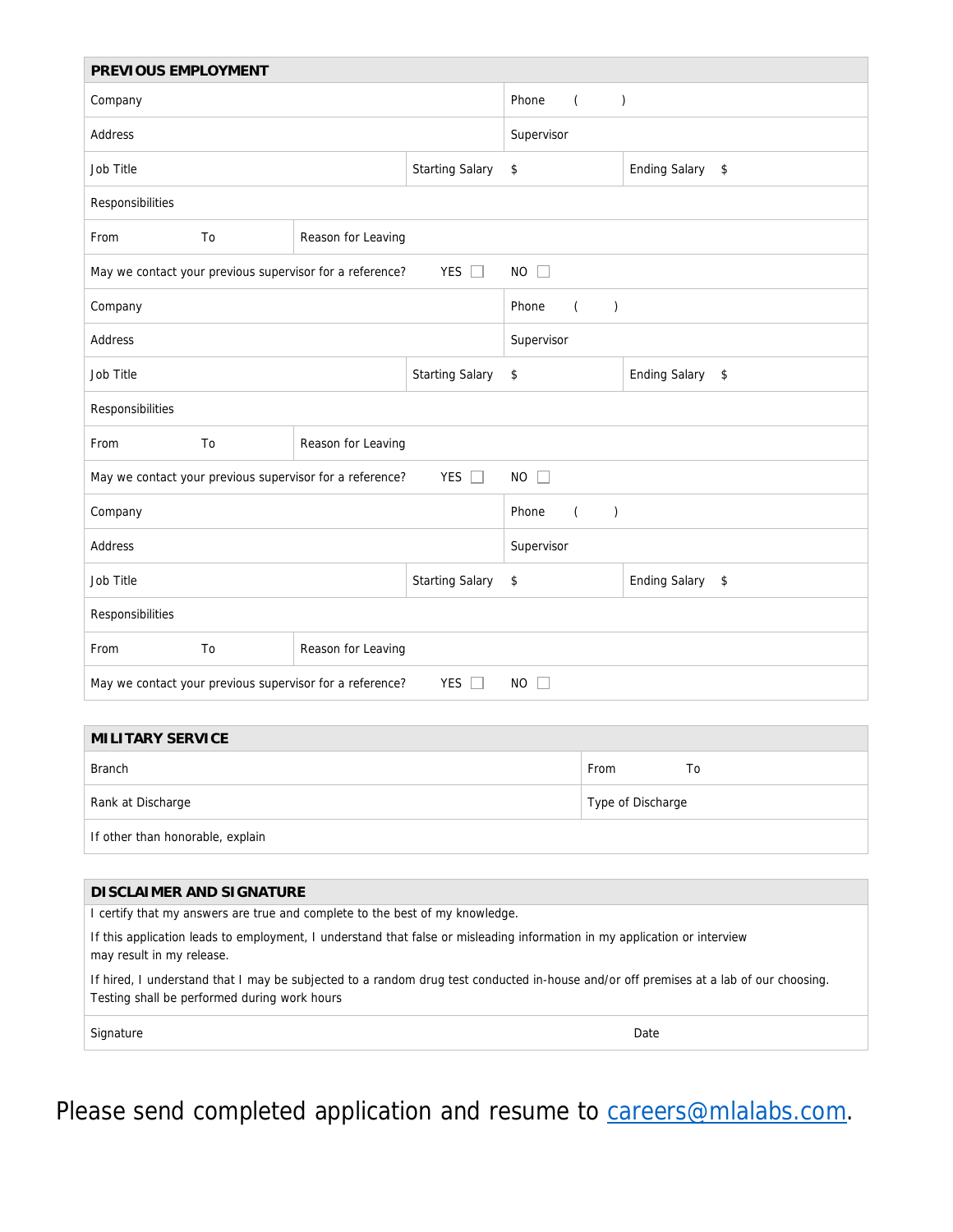## PREVIOUS EMPLOYMENT

| | | | | | |
|---|---|---|---|---|---|
| Company | | | Phone ( ) | | |
| Address | | | Supervisor | | |
| Job Title | | Starting Salary | $ | Ending Salary | $ |
| Responsibilities | | | | | |
| From To | Reason for Leaving | | | | |
| May we contact your previous supervisor for a reference? | | YES ☐ | NO ☐ | | |
| Company | | | Phone ( ) | | |
| Address | | | Supervisor | | |
| Job Title | | Starting Salary | $ | Ending Salary | $ |
| Responsibilities | | | | | |
| From To | Reason for Leaving | | | | |
| May we contact your previous supervisor for a reference? | | YES ☐ | NO ☐ | | |
| Company | | | Phone ( ) | | |
| Address | | | Supervisor | | |
| Job Title | | Starting Salary | $ | Ending Salary | $ |
| Responsibilities | | | | | |
| From To | Reason for Leaving | | | | |
| May we contact your previous supervisor for a reference? | | YES ☐ | NO ☐ | | |

## MILITARY SERVICE

| | |
|---|---|
| Branch | From To |
| Rank at Discharge | Type of Discharge |
| If other than honorable, explain | |

## DISCLAIMER AND SIGNATURE

I certify that my answers are true and complete to the best of my knowledge.

If this application leads to employment, I understand that false or misleading information in my application or interview may result in my release.

If hired, I understand that I may be subjected to a random drug test conducted in-house and/or off premises at a lab of our choosing. Testing shall be performed during work hours

| | |
|---|---|
| Signature | Date |

Please send completed application and resume to careers@mlalabs.com.